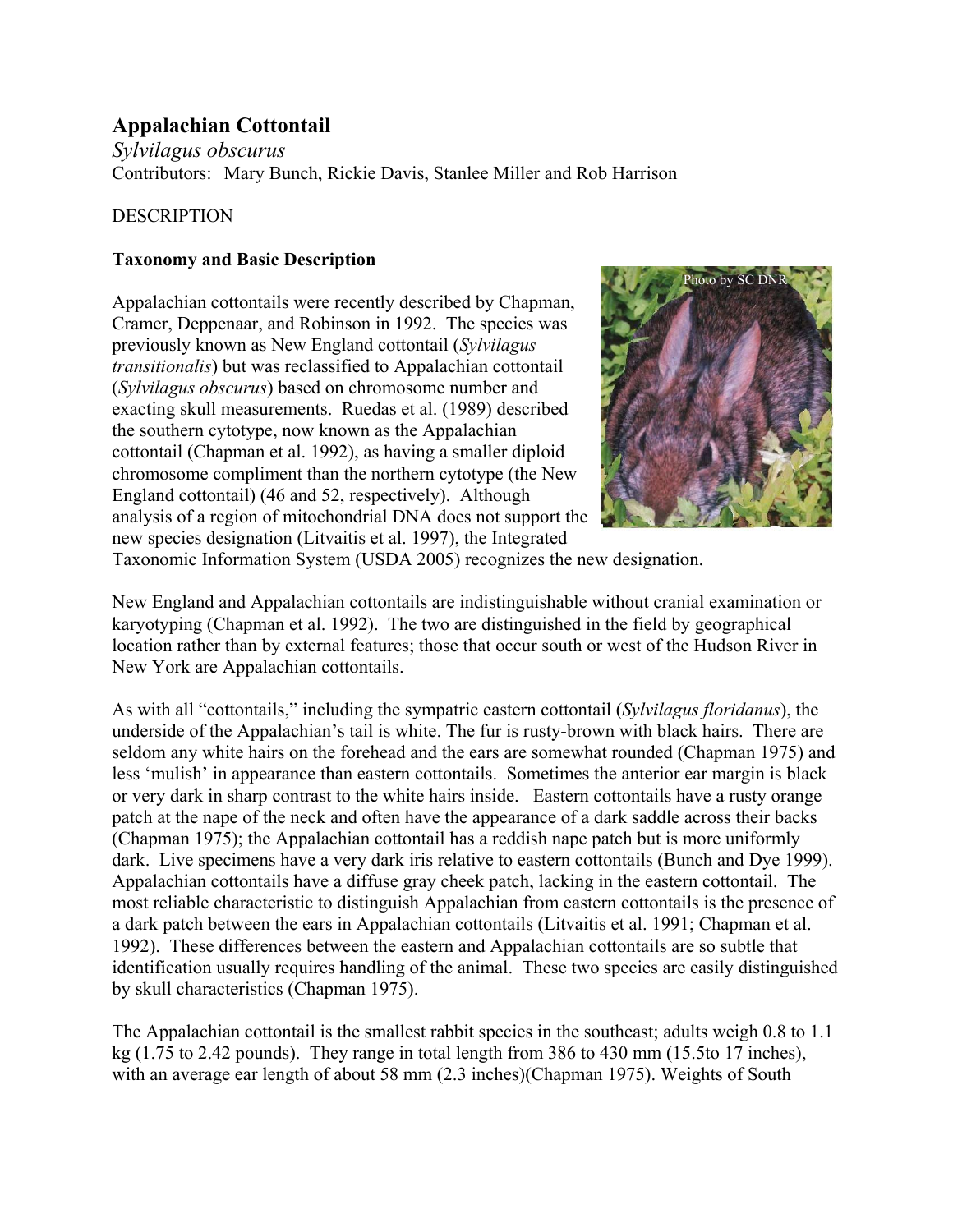# Appalachian Cottontail

*Sylvilagus obscurus*

Contributors: Mary Bunch, Rickie Davis, Stanlee Miller and Rob Harrison

## DESCRIPTION

### Taxonomy and Basic Description

Appalachian cottontails were recently described by Chapman, Cramer, Deppenaar, and Robinson in 1992. The species was previously known as New England cottontail (*Sylvilagus transitionalis*) but was reclassified to Appalachian cottontail (*Sylvilagus obscurus*) based on chromosome number and exacting skull measurements. Ruedas et al. (1989) described the southern cytotype, now known as the Appalachian cottontail (Chapman et al. 1992), as having a smaller diploid chromosome compliment than the northern cytotype (the New England cottontail) (46 and 52, respectively). Although analysis of a region of mitochondrial DNA does not support the new species designation (Litvaitis et al. 1997), the Integrated Taxonomic Information System (USDA 2005) recognizes the new designation.

Photo by SC DNR

New England and Appalachian cottontails are indistinguishable without cranial examination or karyotyping (Chapman et al. 1992). The two are distinguished in the field by geographical location rather than by external features; those that occur south or west of the Hudson River in New York are Appalachian cottontails.

As with all "cottontails," including the sympatric eastern cottontail (*Sylvilagus floridanus*), the underside of the Appalachian's tail is white. The fur is rusty-brown with black hairs. There are seldom any white hairs on the forehead and the ears are somewhat rounded (Chapman 1975) and less 'mulish' in appearance than eastern cottontails. Sometimes the anterior ear margin is black or very dark in sharp contrast to the white hairs inside. Eastern cottontails have a rusty orange patch at the nape of the neck and often have the appearance of a dark saddle across their backs (Chapman 1975); the Appalachian cottontail has a reddish nape patch but is more uniformly dark. Live specimens have a very dark iris relative to eastern cottontails (Bunch and Dye 1999). Appalachian cottontails have a diffuse gray cheek patch, lacking in the eastern cottontail. The most reliable characteristic to distinguish Appalachian from eastern cottontails is the presence of a dark patch between the ears in Appalachian cottontails (Litvaitis et al. 1991; Chapman et al. 1992). These differences between the eastern and Appalachian cottontails are so subtle that identification usually requires handling of the animal. These two species are easily distinguished by skull characteristics (Chapman 1975).

The Appalachian cottontail is the smallest rabbit species in the southeast; adults weigh 0.8 to 1.1 kg (1.75 to 2.42 pounds). They range in total length from 386 to 430 mm (15.5to 17 inches), with an average ear length of about 58 mm (2.3 inches)(Chapman 1975). Weights of South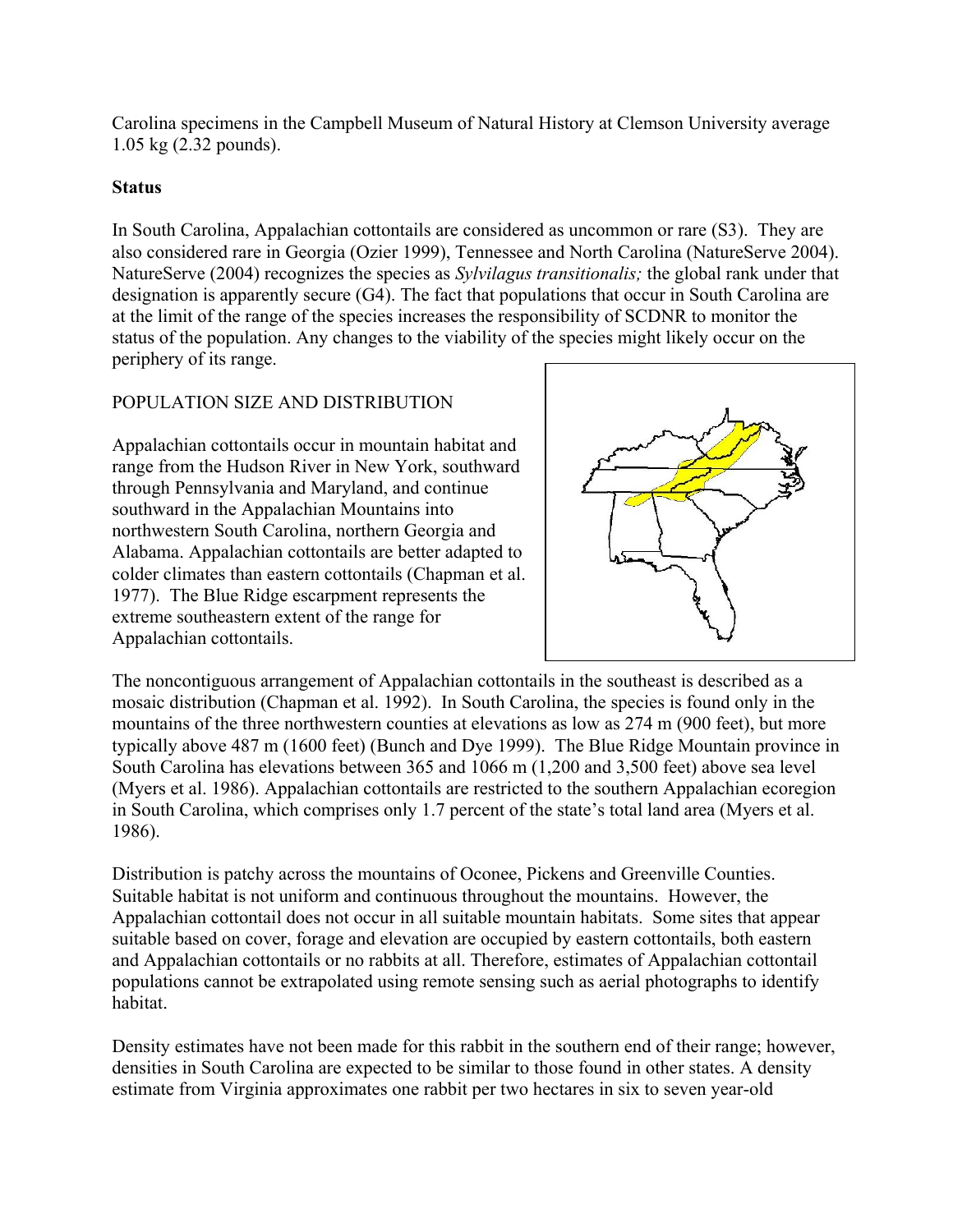Carolina specimens in the Campbell Museum of Natural History at Clemson University average 1.05 kg (2.32 pounds).

**Status**

In South Carolina, Appalachian cottontails are considered as uncommon or rare (S3). They are also considered rare in Georgia (Ozier 1999), Tennessee and North Carolina (NatureServe 2004). NatureServe (2004) recognizes the species as *Sylvilagus transitionalis;* the global rank under that designation is apparently secure (G4). The fact that populations that occur in South Carolina are at the limit of the range of the species increases the responsibility of SCDNR to monitor the status of the population. Any changes to the viability of the species might likely occur on the periphery of its range.

POPULATION SIZE AND DISTRIBUTION

Appalachian cottontails occur in mountain habitat and range from the Hudson River in New York, southward through Pennsylvania and Maryland, and continue southward in the Appalachian Mountains into northwestern South Carolina, northern Georgia and Alabama. Appalachian cottontails are better adapted to colder climates than eastern cottontails (Chapman et al. 1977). The Blue Ridge escarpment represents the extreme southeastern extent of the range for Appalachian cottontails.

The noncontiguous arrangement of Appalachian cottontails in the southeast is described as a mosaic distribution (Chapman et al. 1992). In South Carolina, the species is found only in the mountains of the three northwestern counties at elevations as low as 274 m (900 feet), but more typically above 487 m (1600 feet) (Bunch and Dye 1999). The Blue Ridge Mountain province in South Carolina has elevations between 365 and 1066 m (1,200 and 3,500 feet) above sea level (Myers et al. 1986). Appalachian cottontails are restricted to the southern Appalachian ecoregion in South Carolina, which comprises only 1.7 percent of the state's total land area (Myers et al. 1986).

Distribution is patchy across the mountains of Oconee, Pickens and Greenville Counties. Suitable habitat is not uniform and continuous throughout the mountains. However, the Appalachian cottontail does not occur in all suitable mountain habitats. Some sites that appear suitable based on cover, forage and elevation are occupied by eastern cottontails, both eastern and Appalachian cottontails or no rabbits at all. Therefore, estimates of Appalachian cottontail populations cannot be extrapolated using remote sensing such as aerial photographs to identify habitat.

Density estimates have not been made for this rabbit in the southern end of their range; however, densities in South Carolina are expected to be similar to those found in other states. A density estimate from Virginia approximates one rabbit per two hectares in six to seven year-old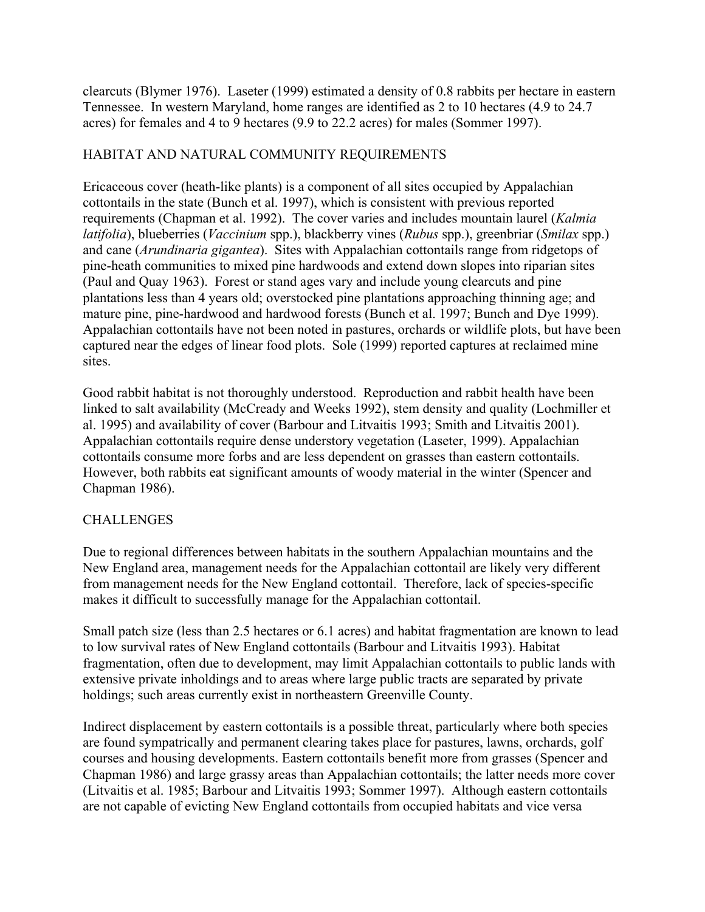clearcuts (Blymer 1976). Laseter (1999) estimated a density of 0.8 rabbits per hectare in eastern Tennessee. In western Maryland, home ranges are identified as 2 to 10 hectares (4.9 to 24.7 acres) for females and 4 to 9 hectares (9.9 to 22.2 acres) for males (Sommer 1997).

## HABITAT AND NATURAL COMMUNITY REQUIREMENTS

Ericaceous cover (heath-like plants) is a component of all sites occupied by Appalachian cottontails in the state (Bunch et al. 1997), which is consistent with previous reported requirements (Chapman et al. 1992). The cover varies and includes mountain laurel (*Kalmia latifolia*), blueberries (*Vaccinium* spp.), blackberry vines (*Rubus* spp.), greenbriar (*Smilax* spp.) and cane (*Arundinaria gigantea*). Sites with Appalachian cottontails range from ridgetops of pine-heath communities to mixed pine hardwoods and extend down slopes into riparian sites (Paul and Quay 1963). Forest or stand ages vary and include young clearcuts and pine plantations less than 4 years old; overstocked pine plantations approaching thinning age; and mature pine, pine-hardwood and hardwood forests (Bunch et al. 1997; Bunch and Dye 1999). Appalachian cottontails have not been noted in pastures, orchards or wildlife plots, but have been captured near the edges of linear food plots. Sole (1999) reported captures at reclaimed mine sites.

Good rabbit habitat is not thoroughly understood. Reproduction and rabbit health have been linked to salt availability (McCready and Weeks 1992), stem density and quality (Lochmiller et al. 1995) and availability of cover (Barbour and Litvaitis 1993; Smith and Litvaitis 2001). Appalachian cottontails require dense understory vegetation (Laseter, 1999). Appalachian cottontails consume more forbs and are less dependent on grasses than eastern cottontails. However, both rabbits eat significant amounts of woody material in the winter (Spencer and Chapman 1986).

## CHALLENGES

Due to regional differences between habitats in the southern Appalachian mountains and the New England area, management needs for the Appalachian cottontail are likely very different from management needs for the New England cottontail. Therefore, lack of species-specific makes it difficult to successfully manage for the Appalachian cottontail.

Small patch size (less than 2.5 hectares or 6.1 acres) and habitat fragmentation are known to lead to low survival rates of New England cottontails (Barbour and Litvaitis 1993). Habitat fragmentation, often due to development, may limit Appalachian cottontails to public lands with extensive private inholdings and to areas where large public tracts are separated by private holdings; such areas currently exist in northeastern Greenville County.

Indirect displacement by eastern cottontails is a possible threat, particularly where both species are found sympatrically and permanent clearing takes place for pastures, lawns, orchards, golf courses and housing developments. Eastern cottontails benefit more from grasses (Spencer and Chapman 1986) and large grassy areas than Appalachian cottontails; the latter needs more cover (Litvaitis et al. 1985; Barbour and Litvaitis 1993; Sommer 1997). Although eastern cottontails are not capable of evicting New England cottontails from occupied habitats and vice versa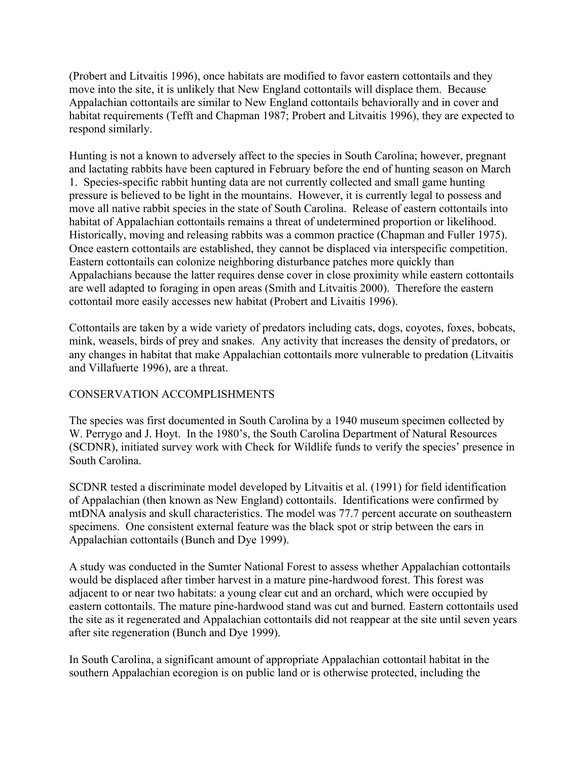(Probert and Litvaitis 1996), once habitats are modified to favor eastern cottontails and they move into the site, it is unlikely that New England cottontails will displace them. Because Appalachian cottontails are similar to New England cottontails behaviorally and in cover and habitat requirements (Tefft and Chapman 1987; Probert and Litvaitis 1996), they are expected to respond similarly.

Hunting is not a known to adversely affect to the species in South Carolina; however, pregnant and lactating rabbits have been captured in February before the end of hunting season on March 1. Species-specific rabbit hunting data are not currently collected and small game hunting pressure is believed to be light in the mountains. However, it is currently legal to possess and move all native rabbit species in the state of South Carolina. Release of eastern cottontails into habitat of Appalachian cottontails remains a threat of undetermined proportion or likelihood. Historically, moving and releasing rabbits was a common practice (Chapman and Fuller 1975). Once eastern cottontails are established, they cannot be displaced via interspecific competition. Eastern cottontails can colonize neighboring disturbance patches more quickly than Appalachians because the latter requires dense cover in close proximity while eastern cottontails are well adapted to foraging in open areas (Smith and Litvaitis 2000). Therefore the eastern cottontail more easily accesses new habitat (Probert and Livaitis 1996).

Cottontails are taken by a wide variety of predators including cats, dogs, coyotes, foxes, bobcats, mink, weasels, birds of prey and snakes. Any activity that increases the density of predators, or any changes in habitat that make Appalachian cottontails more vulnerable to predation (Litvaitis and Villafuerte 1996), are a threat.

## CONSERVATION ACCOMPLISHMENTS

The species was first documented in South Carolina by a 1940 museum specimen collected by W. Perrygo and J. Hoyt. In the 1980's, the South Carolina Department of Natural Resources (SCDNR), initiated survey work with Check for Wildlife funds to verify the species' presence in South Carolina.

SCDNR tested a discriminate model developed by Litvaitis et al. (1991) for field identification of Appalachian (then known as New England) cottontails. Identifications were confirmed by mtDNA analysis and skull characteristics. The model was 77.7 percent accurate on southeastern specimens. One consistent external feature was the black spot or strip between the ears in Appalachian cottontails (Bunch and Dye 1999).

A study was conducted in the Sumter National Forest to assess whether Appalachian cottontails would be displaced after timber harvest in a mature pine-hardwood forest. This forest was adjacent to or near two habitats: a young clear cut and an orchard, which were occupied by eastern cottontails. The mature pine-hardwood stand was cut and burned. Eastern cottontails used the site as it regenerated and Appalachian cottontails did not reappear at the site until seven years after site regeneration (Bunch and Dye 1999).

In South Carolina, a significant amount of appropriate Appalachian cottontail habitat in the southern Appalachian ecoregion is on public land or is otherwise protected, including the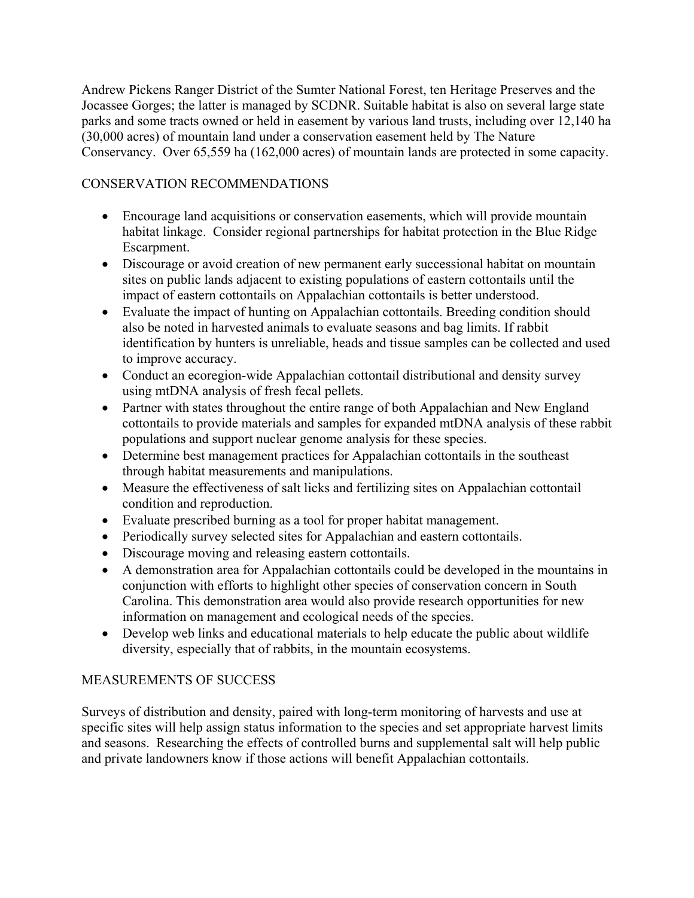Andrew Pickens Ranger District of the Sumter National Forest, ten Heritage Preserves and the Jocassee Gorges; the latter is managed by SCDNR. Suitable habitat is also on several large state parks and some tracts owned or held in easement by various land trusts, including over 12,140 ha (30,000 acres) of mountain land under a conservation easement held by The Nature Conservancy. Over 65,559 ha (162,000 acres) of mountain lands are protected in some capacity.

## CONSERVATION RECOMMENDATIONS

- Encourage land acquisitions or conservation easements, which will provide mountain habitat linkage. Consider regional partnerships for habitat protection in the Blue Ridge Escarpment.
- Discourage or avoid creation of new permanent early successional habitat on mountain sites on public lands adjacent to existing populations of eastern cottontails until the impact of eastern cottontails on Appalachian cottontails is better understood.
- Evaluate the impact of hunting on Appalachian cottontails. Breeding condition should also be noted in harvested animals to evaluate seasons and bag limits. If rabbit identification by hunters is unreliable, heads and tissue samples can be collected and used to improve accuracy.
- Conduct an ecoregion-wide Appalachian cottontail distributional and density survey using mtDNA analysis of fresh fecal pellets.
- Partner with states throughout the entire range of both Appalachian and New England cottontails to provide materials and samples for expanded mtDNA analysis of these rabbit populations and support nuclear genome analysis for these species.
- Determine best management practices for Appalachian cottontails in the southeast through habitat measurements and manipulations.
- Measure the effectiveness of salt licks and fertilizing sites on Appalachian cottontail condition and reproduction.
- Evaluate prescribed burning as a tool for proper habitat management.
- Periodically survey selected sites for Appalachian and eastern cottontails.
- Discourage moving and releasing eastern cottontails.
- A demonstration area for Appalachian cottontails could be developed in the mountains in conjunction with efforts to highlight other species of conservation concern in South Carolina. This demonstration area would also provide research opportunities for new information on management and ecological needs of the species.
- Develop web links and educational materials to help educate the public about wildlife diversity, especially that of rabbits, in the mountain ecosystems.

## MEASUREMENTS OF SUCCESS

Surveys of distribution and density, paired with long-term monitoring of harvests and use at specific sites will help assign status information to the species and set appropriate harvest limits and seasons. Researching the effects of controlled burns and supplemental salt will help public and private landowners know if those actions will benefit Appalachian cottontails.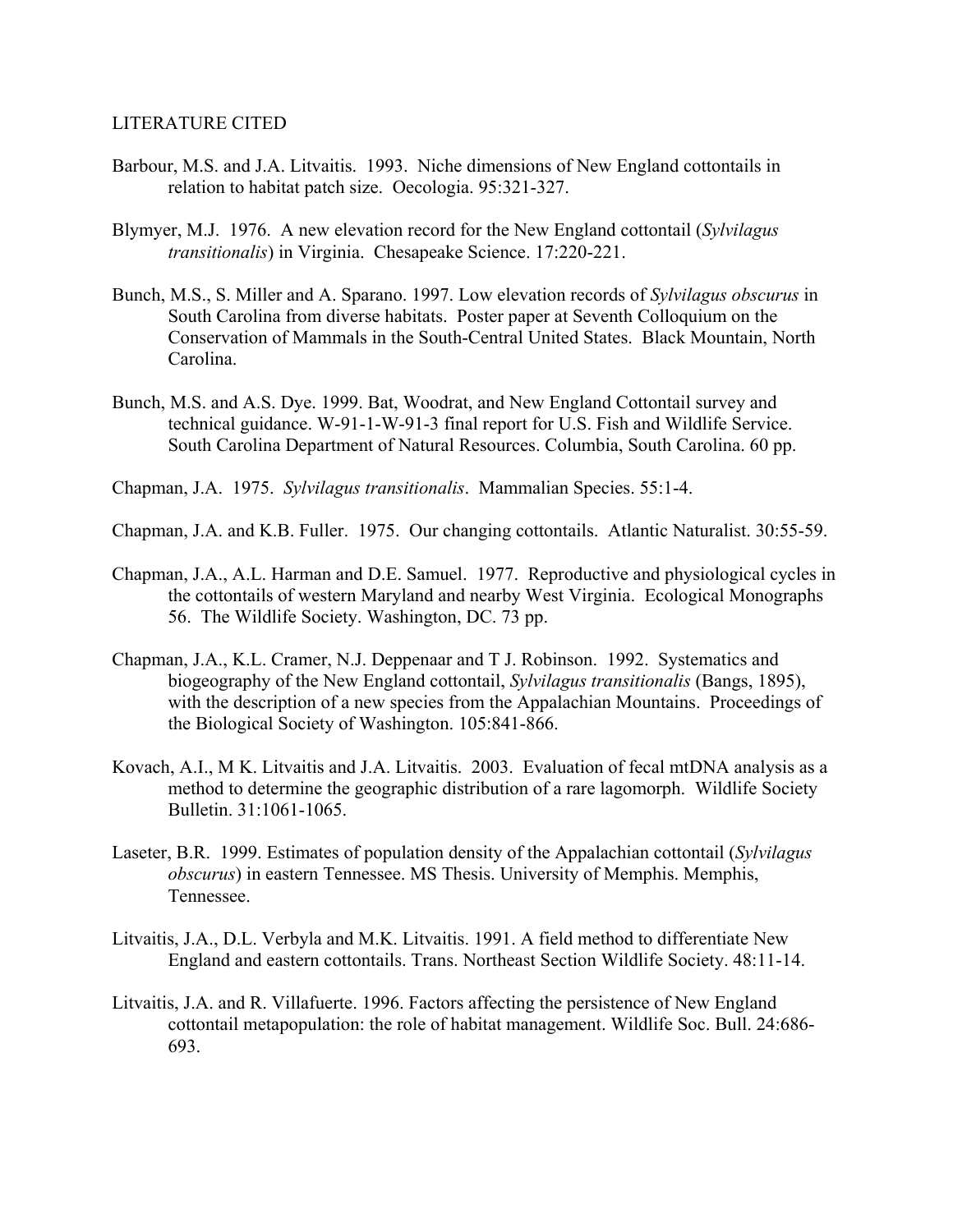## LITERATURE CITED

Barbour, M.S. and J.A. Litvaitis. 1993. Niche dimensions of New England cottontails in relation to habitat patch size. Oecologia. 95:321-327.

Blymyer, M.J. 1976. A new elevation record for the New England cottontail (*Sylvilagus transitionalis*) in Virginia. Chesapeake Science. 17:220-221.

Bunch, M.S., S. Miller and A. Sparano. 1997. Low elevation records of *Sylvilagus obscurus* in South Carolina from diverse habitats. Poster paper at Seventh Colloquium on the Conservation of Mammals in the South-Central United States. Black Mountain, North Carolina.

Bunch, M.S. and A.S. Dye. 1999. Bat, Woodrat, and New England Cottontail survey and technical guidance. W-91-1-W-91-3 final report for U.S. Fish and Wildlife Service. South Carolina Department of Natural Resources. Columbia, South Carolina. 60 pp.

Chapman, J.A. 1975. *Sylvilagus transitionalis*. Mammalian Species. 55:1-4.

Chapman, J.A. and K.B. Fuller. 1975. Our changing cottontails. Atlantic Naturalist. 30:55-59.

Chapman, J.A., A.L. Harman and D.E. Samuel. 1977. Reproductive and physiological cycles in the cottontails of western Maryland and nearby West Virginia. Ecological Monographs 56. The Wildlife Society. Washington, DC. 73 pp.

Chapman, J.A., K.L. Cramer, N.J. Deppenaar and T J. Robinson. 1992. Systematics and biogeography of the New England cottontail, *Sylvilagus transitionalis* (Bangs, 1895), with the description of a new species from the Appalachian Mountains. Proceedings of the Biological Society of Washington. 105:841-866.

Kovach, A.I., M K. Litvaitis and J.A. Litvaitis. 2003. Evaluation of fecal mtDNA analysis as a method to determine the geographic distribution of a rare lagomorph. Wildlife Society Bulletin. 31:1061-1065.

Laseter, B.R. 1999. Estimates of population density of the Appalachian cottontail (*Sylvilagus obscurus*) in eastern Tennessee. MS Thesis. University of Memphis. Memphis, Tennessee.

Litvaitis, J.A., D.L. Verbyla and M.K. Litvaitis. 1991. A field method to differentiate New England and eastern cottontails. Trans. Northeast Section Wildlife Society. 48:11-14.

Litvaitis, J.A. and R. Villafuerte. 1996. Factors affecting the persistence of New England cottontail metapopulation: the role of habitat management. Wildlife Soc. Bull. 24:686-693.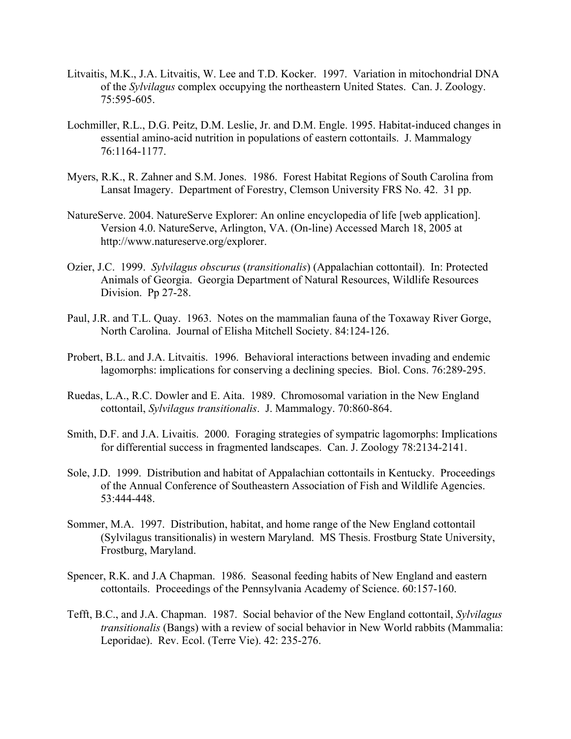Litvaitis, M.K., J.A. Litvaitis, W. Lee and T.D. Kocker. 1997. Variation in mitochondrial DNA of the *Sylvilagus* complex occupying the northeastern United States. Can. J. Zoology. 75:595-605.

Lochmiller, R.L., D.G. Peitz, D.M. Leslie, Jr. and D.M. Engle. 1995. Habitat-induced changes in essential amino-acid nutrition in populations of eastern cottontails. J. Mammalogy 76:1164-1177.

Myers, R.K., R. Zahner and S.M. Jones. 1986. Forest Habitat Regions of South Carolina from Lansat Imagery. Department of Forestry, Clemson University FRS No. 42. 31 pp.

NatureServe. 2004. NatureServe Explorer: An online encyclopedia of life [web application]. Version 4.0. NatureServe, Arlington, VA. (On-line) Accessed March 18, 2005 at http://www.natureserve.org/explorer.

Ozier, J.C. 1999. *Sylvilagus obscurus* (*transitionalis*) (Appalachian cottontail). In: Protected Animals of Georgia. Georgia Department of Natural Resources, Wildlife Resources Division. Pp 27-28.

Paul, J.R. and T.L. Quay. 1963. Notes on the mammalian fauna of the Toxaway River Gorge, North Carolina. Journal of Elisha Mitchell Society. 84:124-126.

Probert, B.L. and J.A. Litvaitis. 1996. Behavioral interactions between invading and endemic lagomorphs: implications for conserving a declining species. Biol. Cons. 76:289-295.

Ruedas, L.A., R.C. Dowler and E. Aita. 1989. Chromosomal variation in the New England cottontail, *Sylvilagus transitionalis*. J. Mammalogy. 70:860-864.

Smith, D.F. and J.A. Livaitis. 2000. Foraging strategies of sympatric lagomorphs: Implications for differential success in fragmented landscapes. Can. J. Zoology 78:2134-2141.

Sole, J.D. 1999. Distribution and habitat of Appalachian cottontails in Kentucky. Proceedings of the Annual Conference of Southeastern Association of Fish and Wildlife Agencies. 53:444-448.

Sommer, M.A. 1997. Distribution, habitat, and home range of the New England cottontail (Sylvilagus transitionalis) in western Maryland. MS Thesis. Frostburg State University, Frostburg, Maryland.

Spencer, R.K. and J.A Chapman. 1986. Seasonal feeding habits of New England and eastern cottontails. Proceedings of the Pennsylvania Academy of Science. 60:157-160.

Tefft, B.C., and J.A. Chapman. 1987. Social behavior of the New England cottontail, *Sylvilagus transitionalis* (Bangs) with a review of social behavior in New World rabbits (Mammalia: Leporidae). Rev. Ecol. (Terre Vie). 42: 235-276.